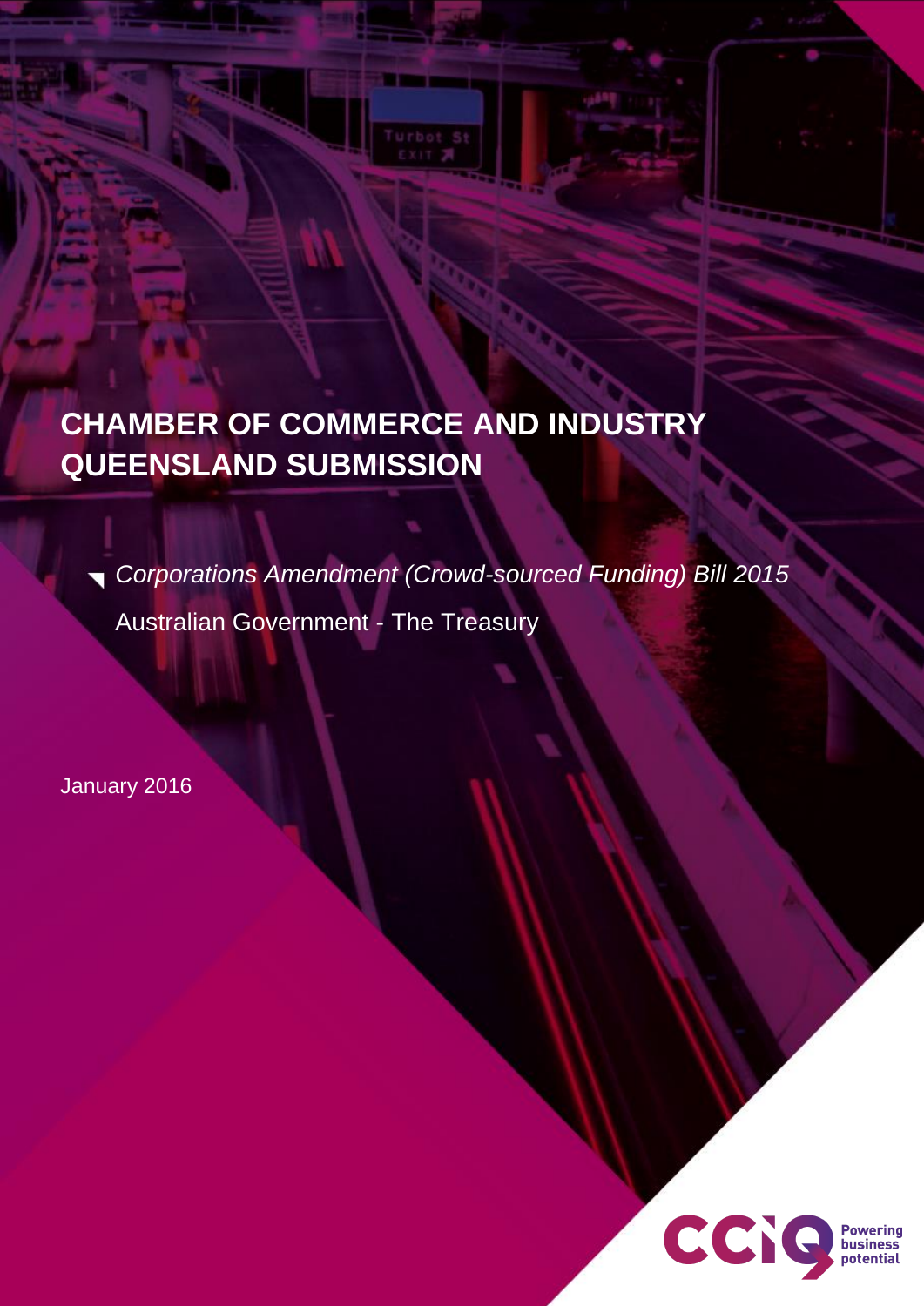# CHAMBER OF COMMERCE AND INDUSTRY QUEENSLAND SUBMISSION

*Corporations Amendment (Crowd-sourced Funding) Bill 2015*

Australian Government - The Treasury

January 2016

CCIQ Powering business potential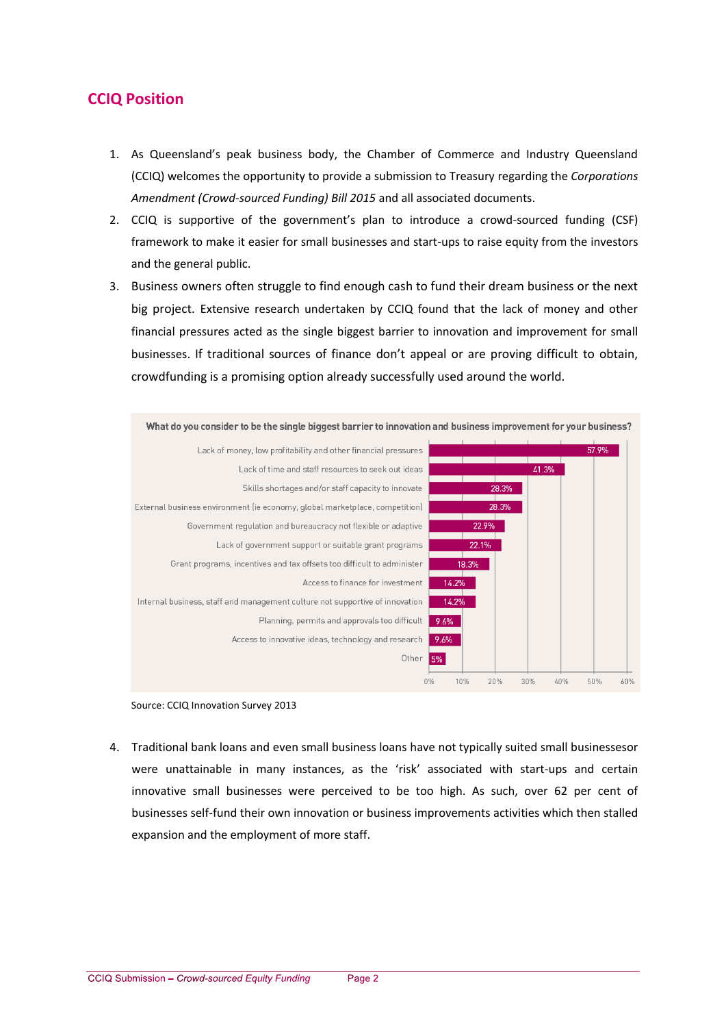## CCIQ Position

1. As Queensland's peak business body, the Chamber of Commerce and Industry Queensland (CCIQ) welcomes the opportunity to provide a submission to Treasury regarding the *Corporations Amendment (Crowd-sourced Funding) Bill 2015* and all associated documents.
2. CCIQ is supportive of the government's plan to introduce a crowd-sourced funding (CSF) framework to make it easier for small businesses and start-ups to raise equity from the investors and the general public.
3. Business owners often struggle to find enough cash to fund their dream business or the next big project. Extensive research undertaken by CCIQ found that the lack of money and other financial pressures acted as the single biggest barrier to innovation and improvement for small businesses. If traditional sources of finance don't appeal or are proving difficult to obtain, crowdfunding is a promising option already successfully used around the world.

**What do you consider to be the single biggest barrier to innovation and business improvement for your business?**

| Barrier | Percentage |
| --- | --- |
| Lack of money, low profitability and other financial pressures | 57.9% |
| Lack of time and staff resources to seek out ideas | 41.3% |
| Skills shortages and/or staff capacity to innovate | 28.3% |
| External business environment (ie economy, global marketplace, competition) | 28.3% |
| Government regulation and bureaucracy not flexible or adaptive | 22.9% |
| Lack of government support or suitable grant programs | 22.1% |
| Grant programs, incentives and tax offsets too difficult to administer | 18.3% |
| Access to finance for investment | 14.2% |
| Internal business, staff and management culture not supportive of innovation | 14.2% |
| Planning, permits and approvals too difficult | 9.6% |
| Access to innovative ideas, technology and research | 9.6% |
| Other | 5% |

Source: CCIQ Innovation Survey 2013

4. Traditional bank loans and even small business loans have not typically suited small businessesor were unattainable in many instances, as the 'risk' associated with start-ups and certain innovative small businesses were perceived to be too high. As such, over 62 per cent of businesses self-fund their own innovation or business improvements activities which then stalled expansion and the employment of more staff.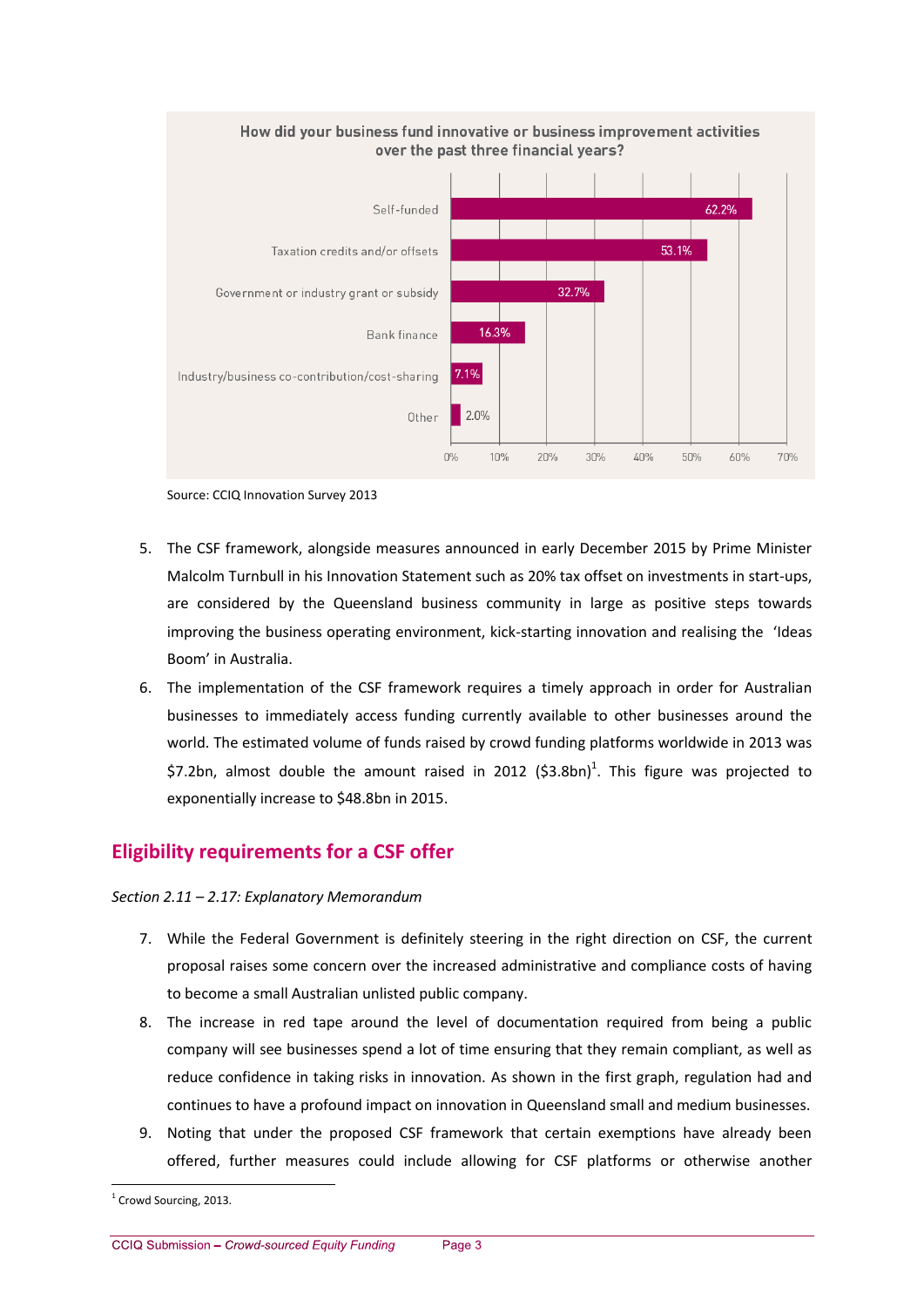**How did your business fund innovative or business improvement activities over the past three financial years?**

| Funding source | Percentage |
|---|---|
| Self-funded | 62.2% |
| Taxation credits and/or offsets | 53.1% |
| Government or industry grant or subsidy | 32.7% |
| Bank finance | 16.3% |
| Industry/business co-contribution/cost-sharing | 7.1% |
| Other | 2.0% |

Source: CCIQ Innovation Survey 2013

5. The CSF framework, alongside measures announced in early December 2015 by Prime Minister Malcolm Turnbull in his Innovation Statement such as 20% tax offset on investments in start-ups, are considered by the Queensland business community in large as positive steps towards improving the business operating environment, kick-starting innovation and realising the 'Ideas Boom' in Australia.
6. The implementation of the CSF framework requires a timely approach in order for Australian businesses to immediately access funding currently available to other businesses around the world. The estimated volume of funds raised by crowd funding platforms worldwide in 2013 was $7.2bn, almost double the amount raised in 2012 ($3.8bn)[1]. This figure was projected to exponentially increase to $48.8bn in 2015.

## Eligibility requirements for a CSF offer

*Section 2.11 – 2.17: Explanatory Memorandum*

7. While the Federal Government is definitely steering in the right direction on CSF, the current proposal raises some concern over the increased administrative and compliance costs of having to become a small Australian unlisted public company.
8. The increase in red tape around the level of documentation required from being a public company will see businesses spend a lot of time ensuring that they remain compliant, as well as reduce confidence in taking risks in innovation. As shown in the first graph, regulation had and continues to have a profound impact on innovation in Queensland small and medium businesses.
9. Noting that under the proposed CSF framework that certain exemptions have already been offered, further measures could include allowing for CSF platforms or otherwise another

[1] Crowd Sourcing, 2013.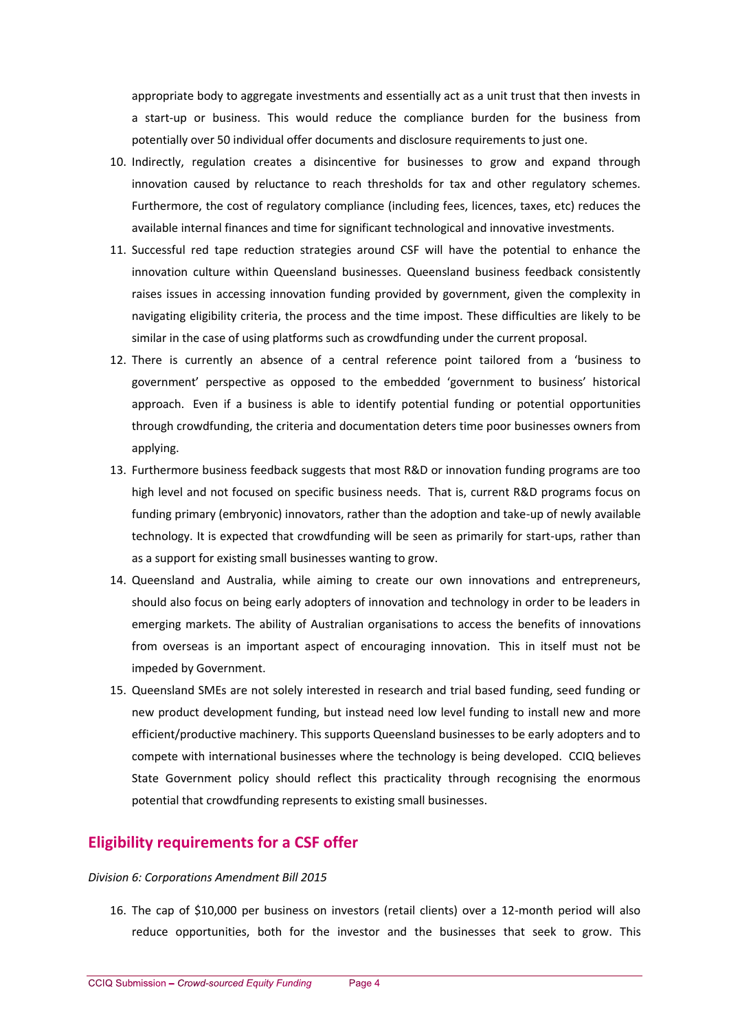appropriate body to aggregate investments and essentially act as a unit trust that then invests in a start-up or business. This would reduce the compliance burden for the business from potentially over 50 individual offer documents and disclosure requirements to just one.

10. Indirectly, regulation creates a disincentive for businesses to grow and expand through innovation caused by reluctance to reach thresholds for tax and other regulatory schemes. Furthermore, the cost of regulatory compliance (including fees, licences, taxes, etc) reduces the available internal finances and time for significant technological and innovative investments.
11. Successful red tape reduction strategies around CSF will have the potential to enhance the innovation culture within Queensland businesses. Queensland business feedback consistently raises issues in accessing innovation funding provided by government, given the complexity in navigating eligibility criteria, the process and the time impost. These difficulties are likely to be similar in the case of using platforms such as crowdfunding under the current proposal.
12. There is currently an absence of a central reference point tailored from a 'business to government' perspective as opposed to the embedded 'government to business' historical approach. Even if a business is able to identify potential funding or potential opportunities through crowdfunding, the criteria and documentation deters time poor businesses owners from applying.
13. Furthermore business feedback suggests that most R&D or innovation funding programs are too high level and not focused on specific business needs. That is, current R&D programs focus on funding primary (embryonic) innovators, rather than the adoption and take-up of newly available technology. It is expected that crowdfunding will be seen as primarily for start-ups, rather than as a support for existing small businesses wanting to grow.
14. Queensland and Australia, while aiming to create our own innovations and entrepreneurs, should also focus on being early adopters of innovation and technology in order to be leaders in emerging markets. The ability of Australian organisations to access the benefits of innovations from overseas is an important aspect of encouraging innovation. This in itself must not be impeded by Government.
15. Queensland SMEs are not solely interested in research and trial based funding, seed funding or new product development funding, but instead need low level funding to install new and more efficient/productive machinery. This supports Queensland businesses to be early adopters and to compete with international businesses where the technology is being developed. CCIQ believes State Government policy should reflect this practicality through recognising the enormous potential that crowdfunding represents to existing small businesses.

## Eligibility requirements for a CSF offer

*Division 6: Corporations Amendment Bill 2015*

16. The cap of $10,000 per business on investors (retail clients) over a 12-month period will also reduce opportunities, both for the investor and the businesses that seek to grow. This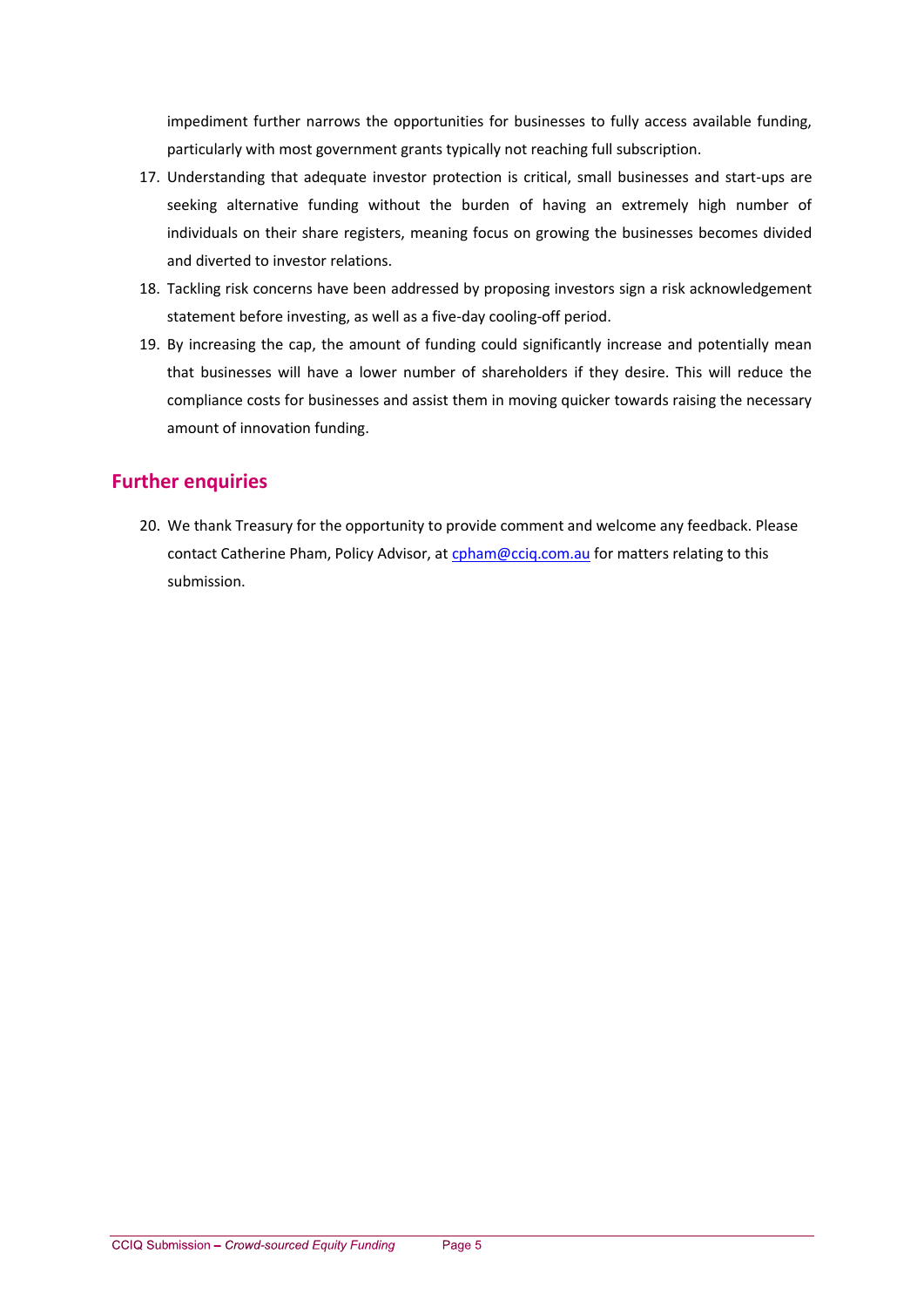impediment further narrows the opportunities for businesses to fully access available funding, particularly with most government grants typically not reaching full subscription.

17. Understanding that adequate investor protection is critical, small businesses and start-ups are seeking alternative funding without the burden of having an extremely high number of individuals on their share registers, meaning focus on growing the businesses becomes divided and diverted to investor relations.
18. Tackling risk concerns have been addressed by proposing investors sign a risk acknowledgement statement before investing, as well as a five-day cooling-off period.
19. By increasing the cap, the amount of funding could significantly increase and potentially mean that businesses will have a lower number of shareholders if they desire. This will reduce the compliance costs for businesses and assist them in moving quicker towards raising the necessary amount of innovation funding.

## Further enquiries

20. We thank Treasury for the opportunity to provide comment and welcome any feedback. Please contact Catherine Pham, Policy Advisor, at cpham@cciq.com.au for matters relating to this submission.